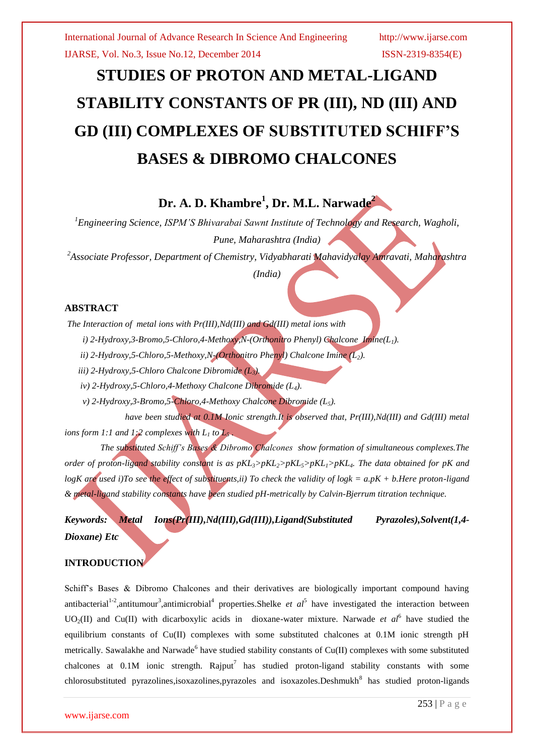# STUDIES OF PROTON AND METAL-LIGAND STABILITY CONSTANTS OF PR (III), ND (III) AND GD (III) COMPLEXES OF SUBSTITUTED SCHIFF'S BASES & DIBROMO CHALCONES

**Dr. A. D. Khambre[1], Dr. M.L. Narwade[2]**

*[1]Engineering Science, ISPM'S Bhivarabai Sawnt Institute of Technology and Research, Wagholi, Pune, Maharashtra (India)*

*[2]Associate Professor, Department of Chemistry, Vidyabharati Mahavidyalay Amravati, Maharashtra (India)*

## ABSTRACT

*The Interaction of metal ions with Pr(III),Nd(III) and Gd(III) metal ions with*

*i) 2-Hydroxy,3-Bromo,5-Chloro,4-Methoxy,N-(Orthonitro Phenyl) Chalcone Imine($L_1$).*

*ii) 2-Hydroxy,5-Chloro,5-Methoxy,N-(Orthonitro Phenyl) Chalcone Imine ($L_2$).*

*iii) 2-Hydroxy,5-Chloro Chalcone Dibromide ($L_3$).*

*iv) 2-Hydroxy,5-Chloro,4-Methoxy Chalcone Dibromide ($L_4$).*

*v) 2-Hydroxy,3-Bromo,5-Chloro,4-Methoxy Chalcone Dibromide ($L_5$).*

*have been studied at 0.1M Ionic strength.It is observed that, Pr(III),Nd(III) and Gd(III) metal ions form 1:1 and 1:2 complexes with $L_1$ to $L_5$.*

*The substituted Schiff's Bases & Dibromo Chalcones show formation of simultaneous complexes.The order of proton-ligand stability constant is as $pKL_3>pKL_2>pKL_5>pKL_1>pKL_4$. The data obtained for pK and logK are used i)To see the effect of substituents,ii) To check the validity of logk = a.pK + b.Here proton-ligand & metal-ligand stability constants have been studied pH-metrically by Calvin-Bjerrum titration technique.*

***Keywords:** **Metal Ions(Pr(III),Nd(III),Gd(III)),Ligand(Substituted Pyrazoles),Solvent(1,4-Dioxane) Etc***

## INTRODUCTION

Schiff's Bases & Dibromo Chalcones and their derivatives are biologically important compound having antibacterial[1-2],antitumour[3],antimicrobial[4] properties.Shelke *et al*[5] have investigated the interaction between $UO_2$(II) and Cu(II) with dicarboxylic acids in dioxane-water mixture. Narwade *et al*[6] have studied the equilibrium constants of Cu(II) complexes with some substituted chalcones at 0.1M ionic strength pH metrically. Sawalakhe and Narwade[6] have studied stability constants of Cu(II) complexes with some substituted chalcones at 0.1M ionic strength. Rajput[7] has studied proton-ligand stability constants with some chlorosubstituted pyrazolines,isoxazolines,pyrazoles and isoxazoles.Deshmukh[8] has studied proton-ligands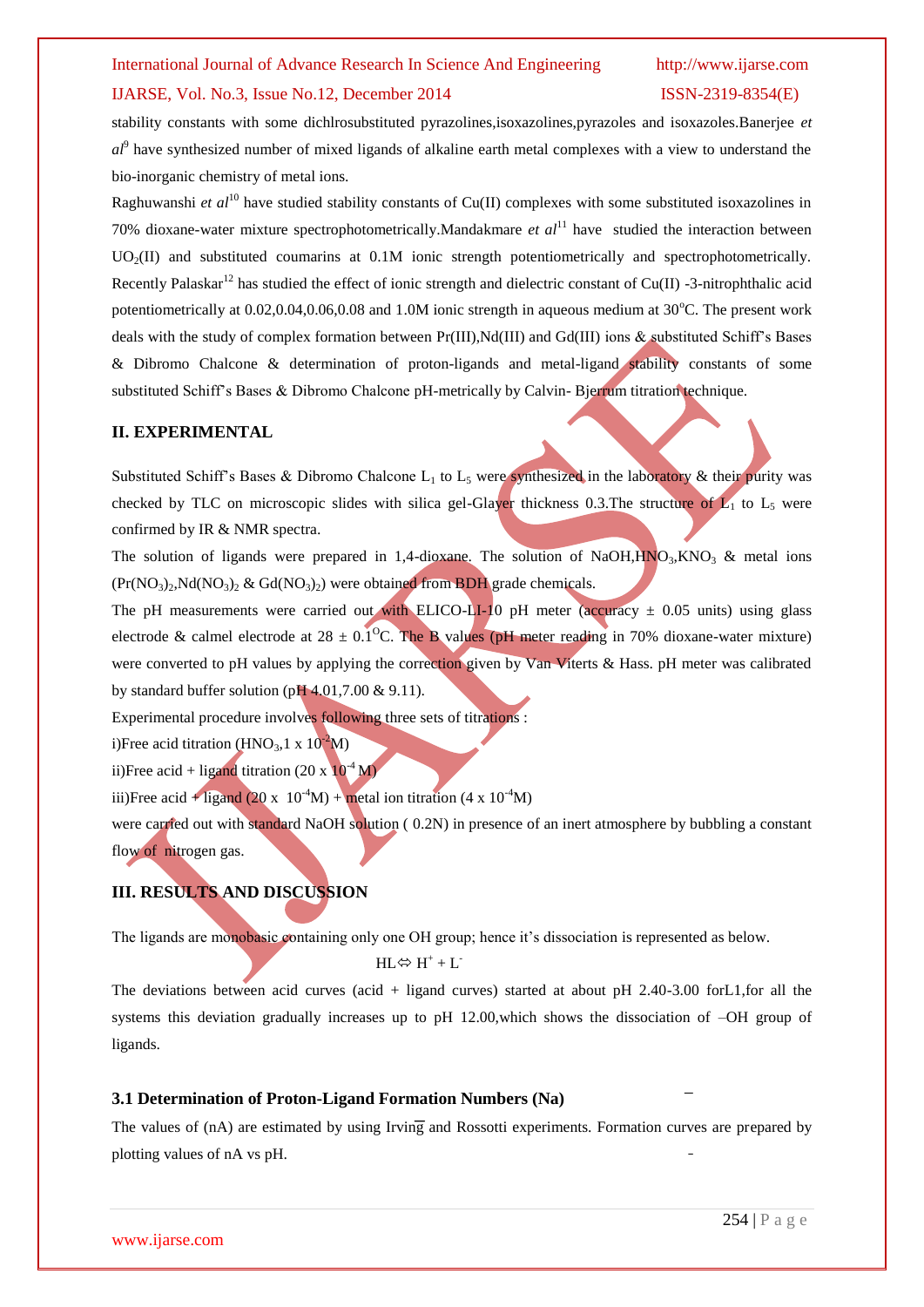stability constants with some dichlrosubstituted pyrazolines,isoxazolines,pyrazoles and isoxazoles.Banerjee *et al*[9] have synthesized number of mixed ligands of alkaline earth metal complexes with a view to understand the bio-inorganic chemistry of metal ions.

Raghuwanshi *et al*[10] have studied stability constants of Cu(II) complexes with some substituted isoxazolines in 70% dioxane-water mixture spectrophotometrically.Mandakmare *et al*[11] have studied the interaction between $UO_2$(II) and substituted coumarins at 0.1M ionic strength potentiometrically and spectrophotometrically. Recently Palaskar[12] has studied the effect of ionic strength and dielectric constant of Cu(II) -3-nitrophthalic acid potentiometrically at 0.02,0.04,0.06,0.08 and 1.0M ionic strength in aqueous medium at 30°C. The present work deals with the study of complex formation between Pr(III),Nd(III) and Gd(III) ions & substituted Schiff's Bases & Dibromo Chalcone & determination of proton-ligands and metal-ligand stability constants of some substituted Schiff's Bases & Dibromo Chalcone pH-metrically by Calvin- Bjerrum titration technique.

## II. EXPERIMENTAL

Substituted Schiff's Bases & Dibromo Chalcone $L_1$ to $L_5$ were synthesized in the laboratory & their purity was checked by TLC on microscopic slides with silica gel-Glayer thickness 0.3.The structure of $L_1$ to $L_5$ were confirmed by IR & NMR spectra.

The solution of ligands were prepared in 1,4-dioxane. The solution of NaOH,$HNO_3$,$KNO_3$ & metal ions ($Pr(NO_3)_2$,$Nd(NO_3)_2$ & $Gd(NO_3)_2$) were obtained from BDH grade chemicals.

The pH measurements were carried out with ELICO-LI-10 pH meter (accuracy ± 0.05 units) using glass electrode & calmel electrode at 28 ± 0.1°C. The B values (pH meter reading in 70% dioxane-water mixture) were converted to pH values by applying the correction given by Van Viterts & Hass. pH meter was calibrated by standard buffer solution (pH 4.01,7.00 & 9.11).

Experimental procedure involves following three sets of titrations :

i)Free acid titration ($HNO_3$,1 x $10^{-2}$M)

ii)Free acid + ligand titration (20 x $10^{-4}$ M)

iii)Free acid + ligand (20 x $10^{-4}$M) + metal ion titration (4 x $10^{-4}$M)

were carried out with standard NaOH solution ( 0.2N) in presence of an inert atmosphere by bubbling a constant flow of nitrogen gas.

## III. RESULTS AND DISCUSSION

The ligands are monobasic containing only one OH group; hence it's dissociation is represented as below.

$$HL \Leftrightarrow H^+ + L^-$$

The deviations between acid curves (acid + ligand curves) started at about pH 2.40-3.00 forL1,for all the systems this deviation gradually increases up to pH 12.00,which shows the dissociation of –OH group of ligands.

### 3.1 Determination of Proton-Ligand Formation Numbers ($\bar{n}A$)

The values of ($\bar{n}A$) are estimated by using Irving and Rossotti experiments. Formation curves are prepared by plotting values of $\bar{n}A$ vs pH.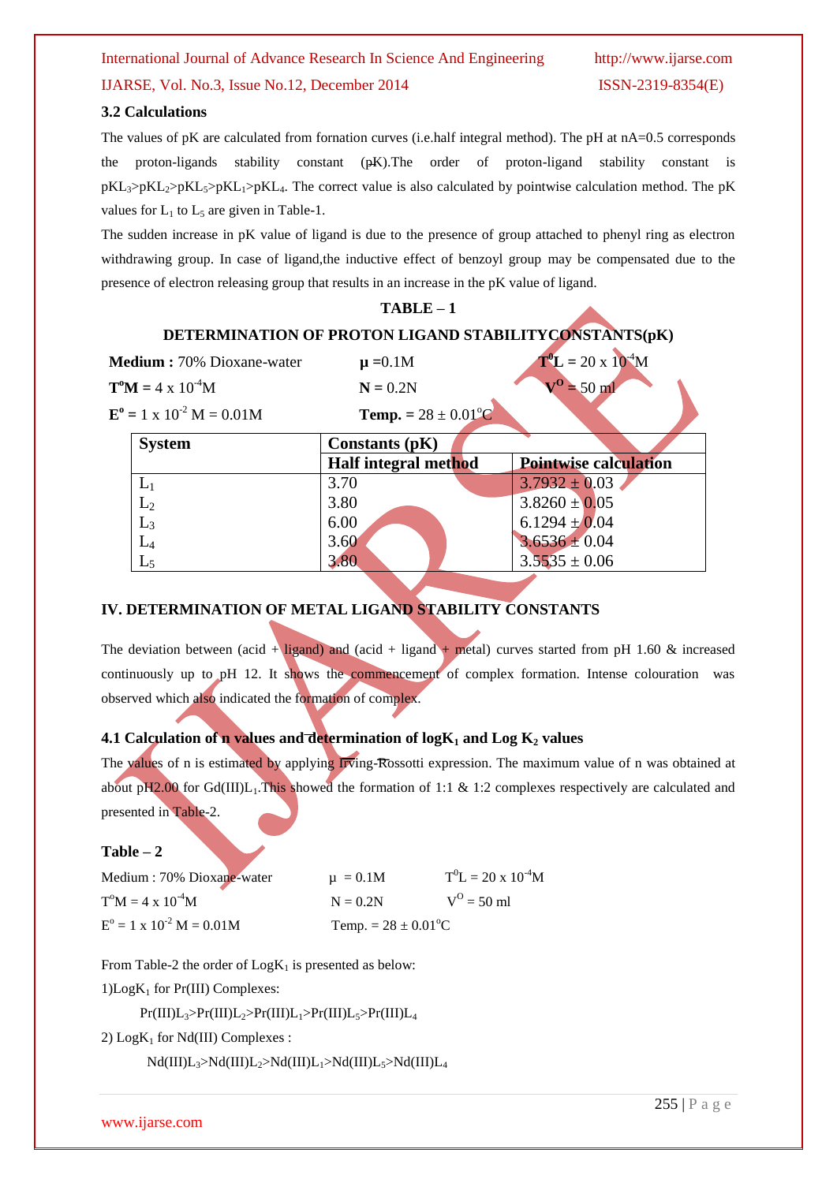### 3.2 Calculations

The values of pK are calculated from fornation curves (i.e.half integral method). The pH at nA=0.5 corresponds the proton-ligands stability constant (pK).The order of proton-ligand stability constant is $pKL_3 > pKL_2 > pKL_5 > pKL_1 > pKL_4$. The correct value is also calculated by pointwise calculation method. The pK values for $L_1$ to $L_5$ are given in Table-1.

The sudden increase in pK value of ligand is due to the presence of group attached to phenyl ring as electron withdrawing group. In case of ligand,the inductive effect of benzoyl group may be compensated due to the presence of electron releasing group that results in an increase in the pK value of ligand.

**TABLE – 1**

**DETERMINATION OF PROTON LIGAND STABILITYCONSTANTS(pK)**

**Medium :** 70% Dioxane-water  **μ** =0.1M  **$T^0L$** = 20 x $10^{-4}$M

**$T^oM$** = 4 x $10^{-4}$M  **N** = 0.2N  **$V^O$** = 50 ml

**$E^o$** = 1 x $10^{-2}$ M = 0.01M  **Temp.** = 28 ± 0.01°C

| System | Constants (pK) | |
|---|---|---|
| | Half integral method | Pointwise calculation |
| $L_1$ | 3.70 | 3.7932 ± 0.03 |
| $L_2$ | 3.80 | 3.8260 ± 0.05 |
| $L_3$ | 6.00 | 6.1294 ± 0.04 |
| $L_4$ | 3.60 | 3.6536 ± 0.04 |
| $L_5$ | 3.80 | 3.5535 ± 0.06 |

## IV. DETERMINATION OF METAL LIGAND STABILITY CONSTANTS

The deviation between (acid + ligand) and (acid + ligand + metal) curves started from pH 1.60 & increased continuously up to pH 12. It shows the commencement of complex formation. Intense colouration was observed which also indicated the formation of complex.

### 4.1 Calculation of $\bar{n}$ values and determination of $\log K_1$ and $\log K_2$ values

The values of n is estimated by applying Irving-Rossotti expression. The maximum value of n was obtained at about pH2.00 for Gd(III)$L_1$.This showed the formation of 1:1 & 1:2 complexes respectively are calculated and presented in Table-2.

**Table – 2**

Medium : 70% Dioxane-water  μ = 0.1M  $T^0L$ = 20 x $10^{-4}$M

$T^oM$ = 4 x $10^{-4}$M  N = 0.2N  $V^O$ = 50 ml

$E^o$ = 1 x $10^{-2}$ M = 0.01M  Temp. = 28 ± 0.01°C

From Table-2 the order of $\log K_1$ is presented as below:

1)$\log K_1$ for Pr(III) Complexes:

Pr(III)$L_3$>Pr(III)$L_2$>Pr(III)$L_1$>Pr(III)$L_5$>Pr(III)$L_4$

2) $\log K_1$ for Nd(III) Complexes :

Nd(III)$L_3$>Nd(III)$L_2$>Nd(III)$L_1$>Nd(III)$L_5$>Nd(III)$L_4$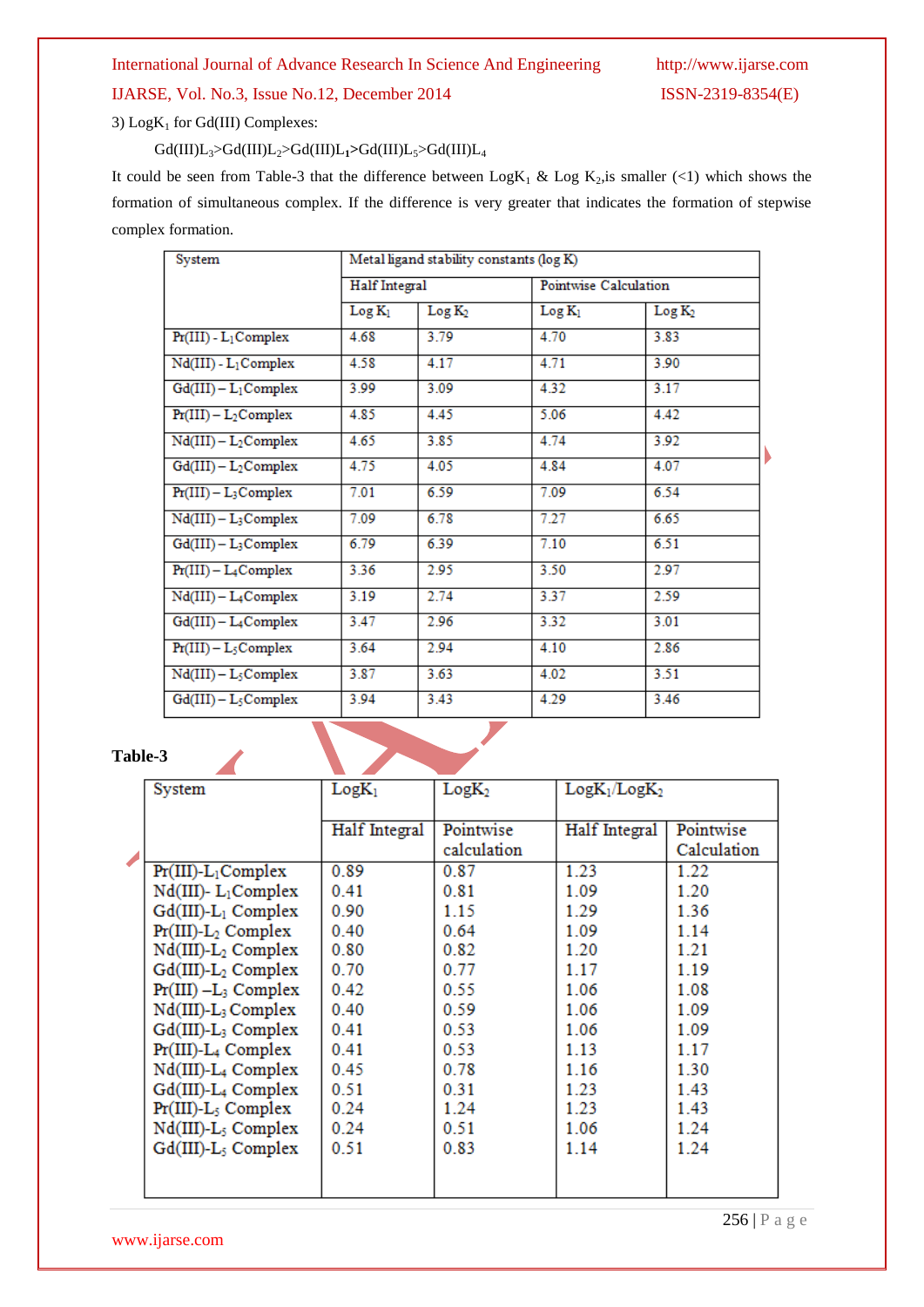3) $LogK_1$ for Gd(III) Complexes:

Gd(III)$L_3$>Gd(III)$L_2$>Gd(III)$L_1$>Gd(III)$L_5$>Gd(III)$L_4$

It could be seen from Table-3 that the difference between $LogK_1$ & Log $K_2$,is smaller (<1) which shows the formation of simultaneous complex. If the difference is very greater that indicates the formation of stepwise complex formation.

| System | Metal ligand stability constants (log K) | | | |
|---|---|---|---|---|
| | Half Integral | | Pointwise Calculation | |
| | Log $K_1$ | Log $K_2$ | Log $K_1$ | Log $K_2$ |
| Pr(III) - $L_1$Complex | 4.68 | 3.79 | 4.70 | 3.83 |
| Nd(III) - $L_1$Complex | 4.58 | 4.17 | 4.71 | 3.90 |
| Gd(III) – $L_1$Complex | 3.99 | 3.09 | 4.32 | 3.17 |
| Pr(III) – $L_2$Complex | 4.85 | 4.45 | 5.06 | 4.42 |
| Nd(III) – $L_2$Complex | 4.65 | 3.85 | 4.74 | 3.92 |
| Gd(III) – $L_2$Complex | 4.75 | 4.05 | 4.84 | 4.07 |
| Pr(III) – $L_3$Complex | 7.01 | 6.59 | 7.09 | 6.54 |
| Nd(III) – $L_3$Complex | 7.09 | 6.78 | 7.27 | 6.65 |
| Gd(III) – $L_3$Complex | 6.79 | 6.39 | 7.10 | 6.51 |
| Pr(III) – $L_4$Complex | 3.36 | 2.95 | 3.50 | 2.97 |
| Nd(III) – $L_4$Complex | 3.19 | 2.74 | 3.37 | 2.59 |
| Gd(III) – $L_4$Complex | 3.47 | 2.96 | 3.32 | 3.01 |
| Pr(III) – $L_5$Complex | 3.64 | 2.94 | 4.10 | 2.86 |
| Nd(III) – $L_5$Complex | 3.87 | 3.63 | 4.02 | 3.51 |
| Gd(III) – $L_5$Complex | 3.94 | 3.43 | 4.29 | 3.46 |

**Table-3**

| System | $LogK_1$ | $LogK_2$ | $LogK_1/LogK_2$ | |
|---|---|---|---|---|
| | Half Integral | Pointwise calculation | Half Integral | Pointwise Calculation |
| Pr(III)-$L_1$Complex | 0.89 | 0.87 | 1.23 | 1.22 |
| Nd(III)- $L_1$Complex | 0.41 | 0.81 | 1.09 | 1.20 |
| Gd(III)-$L_1$ Complex | 0.90 | 1.15 | 1.29 | 1.36 |
| Pr(III)-$L_2$ Complex | 0.40 | 0.64 | 1.09 | 1.14 |
| Nd(III)-$L_2$ Complex | 0.80 | 0.82 | 1.20 | 1.21 |
| Gd(III)-$L_2$ Complex | 0.70 | 0.77 | 1.17 | 1.19 |
| Pr(III) –$L_3$ Complex | 0.42 | 0.55 | 1.06 | 1.08 |
| Nd(III)-$L_3$ Complex | 0.40 | 0.59 | 1.06 | 1.09 |
| Gd(III)-$L_3$ Complex | 0.41 | 0.53 | 1.06 | 1.09 |
| Pr(III)-$L_4$ Complex | 0.41 | 0.53 | 1.13 | 1.17 |
| Nd(III)-$L_4$ Complex | 0.45 | 0.78 | 1.16 | 1.30 |
| Gd(III)-$L_4$ Complex | 0.51 | 0.31 | 1.23 | 1.43 |
| Pr(III)-$L_5$ Complex | 0.24 | 1.24 | 1.23 | 1.43 |
| Nd(III)-$L_5$ Complex | 0.24 | 0.51 | 1.06 | 1.24 |
| Gd(III)-$L_5$ Complex | 0.51 | 0.83 | 1.14 | 1.24 |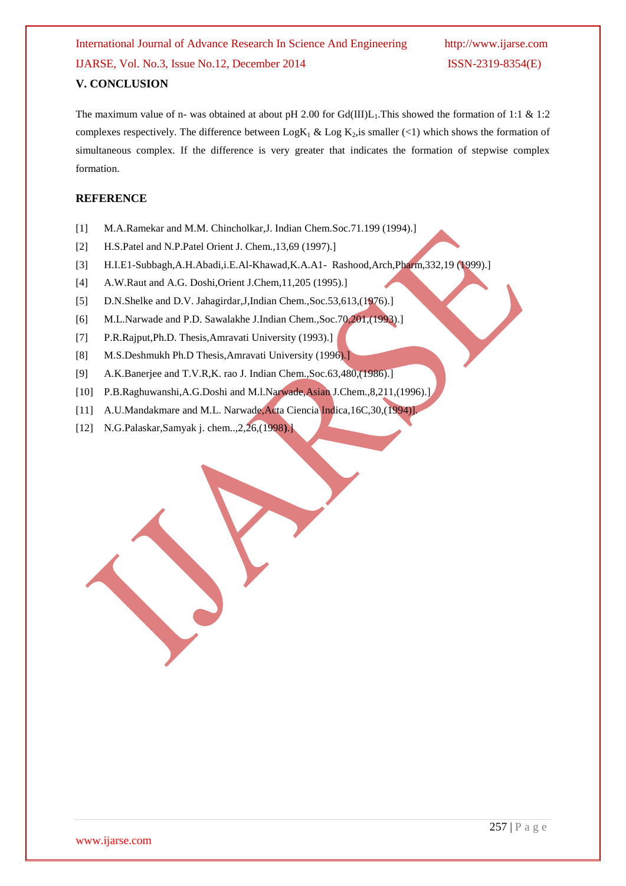## V. CONCLUSION

The maximum value of n- was obtained at about pH 2.00 for Gd(III)$L_1$.This showed the formation of 1:1 & 1:2 complexes respectively. The difference between Log$K_1$ & Log $K_2$,is smaller (<1) which shows the formation of simultaneous complex. If the difference is very greater that indicates the formation of stepwise complex formation.

## REFERENCE

[1] M.A.Ramekar and M.M. Chincholkar,J. Indian Chem.Soc.71.199 (1994).]

[2] H.S.Patel and N.P.Patel Orient J. Chem.,13,69 (1997).]

[3] H.I.E1-Subbagh,A.H.Abadi,i.E.Al-Khawad,K.A.A1- Rashood,Arch,Pharm,332,19 (1999).]

[4] A.W.Raut and A.G. Doshi,Orient J.Chem,11,205 (1995).]

[5] D.N.Shelke and D.V. Jahagirdar,J,Indian Chem.,Soc.53,613,(1976).]

[6] M.L.Narwade and P.D. Sawalakhe J.Indian Chem.,Soc.70,201,(1993).]

[7] P.R.Rajput,Ph.D. Thesis,Amravati University (1993).]

[8] M.S.Deshmukh Ph.D Thesis,Amravati University (1996).]

[9] A.K.Banerjee and T.V.R,K. rao J. Indian Chem.,Soc.63,480,(1986).]

[10] P.B.Raghuwanshi,A.G.Doshi and M.l.Narwade,Asian J.Chem.,8,211,(1996).]

[11] A.U.Mandakmare and M.L. Narwade,Acta Ciencia Indica,16C,30,(1994)].

[12] N.G.Palaskar,Samyak j. chem..,2,26,(1998).]